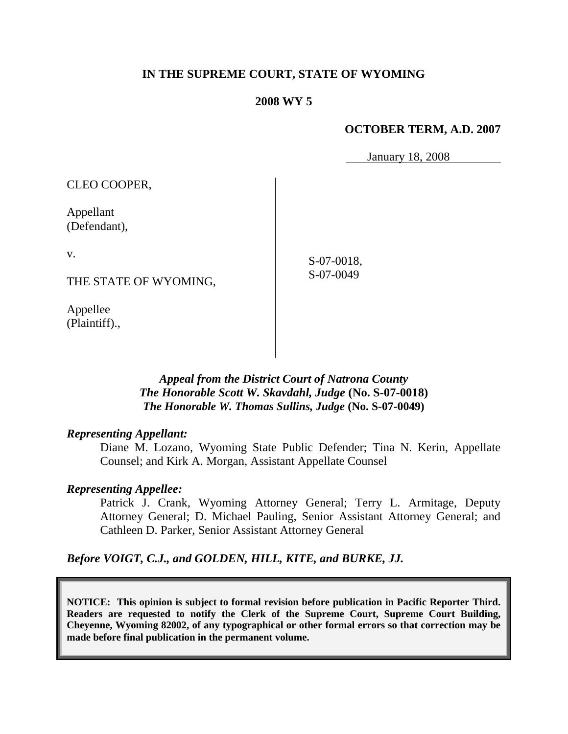**IN THE SUPREME COURT, STATE OF WYOMING**

**2008 WY 5**

**OCTOBER TERM, A.D. 2007**

January 18, 2008

| | |
|---|---|
| CLEO COOPER,<br><br>Appellant<br>(Defendant),<br><br>v.<br><br>THE STATE OF WYOMING,<br><br>Appellee<br>(Plaintiff)., | S-07-0018,<br>S-07-0049 |

***Appeal from the District Court of Natrona County***
***The Honorable Scott W. Skavdahl, Judge* (No. S-07-0018)**
***The Honorable W. Thomas Sullins, Judge* (No. S-07-0049)**

***Representing Appellant:***

Diane M. Lozano, Wyoming State Public Defender; Tina N. Kerin, Appellate Counsel; and Kirk A. Morgan, Assistant Appellate Counsel

***Representing Appellee:***

Patrick J. Crank, Wyoming Attorney General; Terry L. Armitage, Deputy Attorney General; D. Michael Pauling, Senior Assistant Attorney General; and Cathleen D. Parker, Senior Assistant Attorney General

***Before VOIGT, C.J., and GOLDEN, HILL, KITE, and BURKE, JJ.***

**NOTICE: This opinion is subject to formal revision before publication in Pacific Reporter Third. Readers are requested to notify the Clerk of the Supreme Court, Supreme Court Building, Cheyenne, Wyoming 82002, of any typographical or other formal errors so that correction may be made before final publication in the permanent volume.**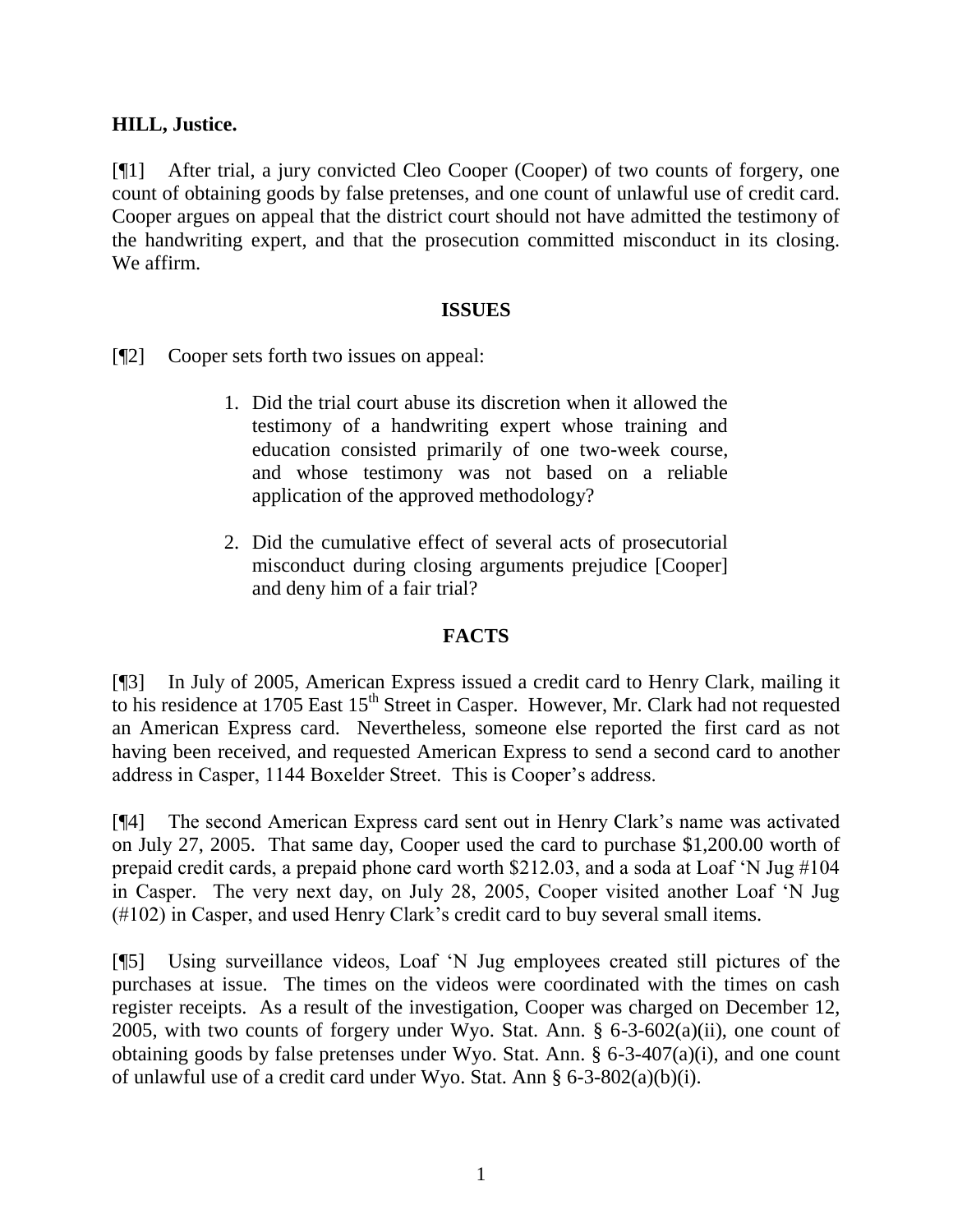**HILL, Justice.**

[¶1] After trial, a jury convicted Cleo Cooper (Cooper) of two counts of forgery, one count of obtaining goods by false pretenses, and one count of unlawful use of credit card. Cooper argues on appeal that the district court should not have admitted the testimony of the handwriting expert, and that the prosecution committed misconduct in its closing. We affirm.

**ISSUES**

[¶2] Cooper sets forth two issues on appeal:

> 1. Did the trial court abuse its discretion when it allowed the testimony of a handwriting expert whose training and education consisted primarily of one two-week course, and whose testimony was not based on a reliable application of the approved methodology?
>
> 2. Did the cumulative effect of several acts of prosecutorial misconduct during closing arguments prejudice [Cooper] and deny him of a fair trial?

**FACTS**

[¶3] In July of 2005, American Express issued a credit card to Henry Clark, mailing it to his residence at 1705 East 15th Street in Casper. However, Mr. Clark had not requested an American Express card. Nevertheless, someone else reported the first card as not having been received, and requested American Express to send a second card to another address in Casper, 1144 Boxelder Street. This is Cooper's address.

[¶4] The second American Express card sent out in Henry Clark's name was activated on July 27, 2005. That same day, Cooper used the card to purchase $1,200.00 worth of prepaid credit cards, a prepaid phone card worth $212.03, and a soda at Loaf 'N Jug #104 in Casper. The very next day, on July 28, 2005, Cooper visited another Loaf 'N Jug (#102) in Casper, and used Henry Clark's credit card to buy several small items.

[¶5] Using surveillance videos, Loaf 'N Jug employees created still pictures of the purchases at issue. The times on the videos were coordinated with the times on cash register receipts. As a result of the investigation, Cooper was charged on December 12, 2005, with two counts of forgery under Wyo. Stat. Ann. § 6-3-602(a)(ii), one count of obtaining goods by false pretenses under Wyo. Stat. Ann. § 6-3-407(a)(i), and one count of unlawful use of a credit card under Wyo. Stat. Ann § 6-3-802(a)(b)(i).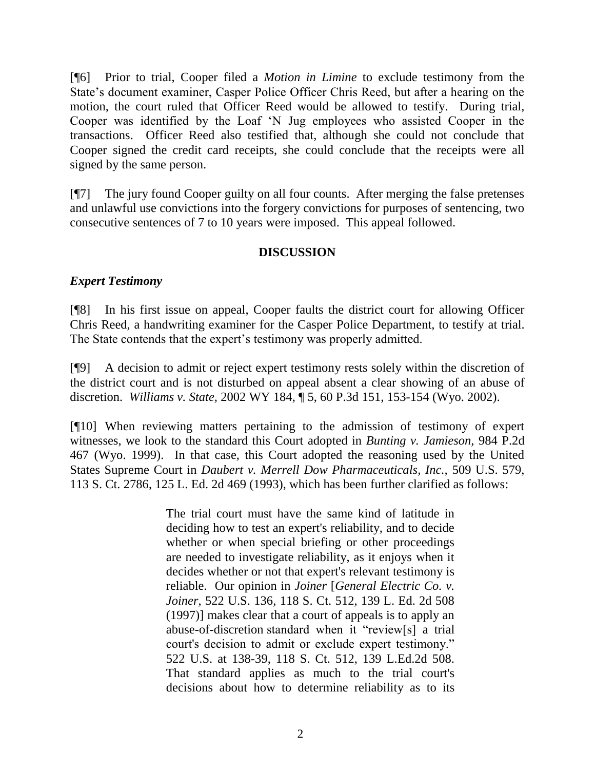[¶6] Prior to trial, Cooper filed a *Motion in Limine* to exclude testimony from the State's document examiner, Casper Police Officer Chris Reed, but after a hearing on the motion, the court ruled that Officer Reed would be allowed to testify. During trial, Cooper was identified by the Loaf 'N Jug employees who assisted Cooper in the transactions. Officer Reed also testified that, although she could not conclude that Cooper signed the credit card receipts, she could conclude that the receipts were all signed by the same person.

[¶7] The jury found Cooper guilty on all four counts. After merging the false pretenses and unlawful use convictions into the forgery convictions for purposes of sentencing, two consecutive sentences of 7 to 10 years were imposed. This appeal followed.

## DISCUSSION

### *Expert Testimony*

[¶8] In his first issue on appeal, Cooper faults the district court for allowing Officer Chris Reed, a handwriting examiner for the Casper Police Department, to testify at trial. The State contends that the expert's testimony was properly admitted.

[¶9] A decision to admit or reject expert testimony rests solely within the discretion of the district court and is not disturbed on appeal absent a clear showing of an abuse of discretion. *Williams v. State,* 2002 WY 184, ¶ 5, 60 P.3d 151, 153-154 (Wyo. 2002).

[¶10] When reviewing matters pertaining to the admission of testimony of expert witnesses, we look to the standard this Court adopted in *Bunting v. Jamieson,* 984 P.2d 467 (Wyo. 1999). In that case, this Court adopted the reasoning used by the United States Supreme Court in *Daubert v. Merrell Dow Pharmaceuticals, Inc.,* 509 U.S. 579, 113 S. Ct. 2786, 125 L. Ed. 2d 469 (1993), which has been further clarified as follows:

> The trial court must have the same kind of latitude in deciding how to test an expert's reliability, and to decide whether or when special briefing or other proceedings are needed to investigate reliability, as it enjoys when it decides whether or not that expert's relevant testimony is reliable. Our opinion in *Joiner* [*General Electric Co. v. Joiner*, 522 U.S. 136, 118 S. Ct. 512, 139 L. Ed. 2d 508 (1997)] makes clear that a court of appeals is to apply an abuse-of-discretion standard when it "review[s] a trial court's decision to admit or exclude expert testimony." 522 U.S. at 138-39, 118 S. Ct. 512, 139 L.Ed.2d 508. That standard applies as much to the trial court's decisions about how to determine reliability as to its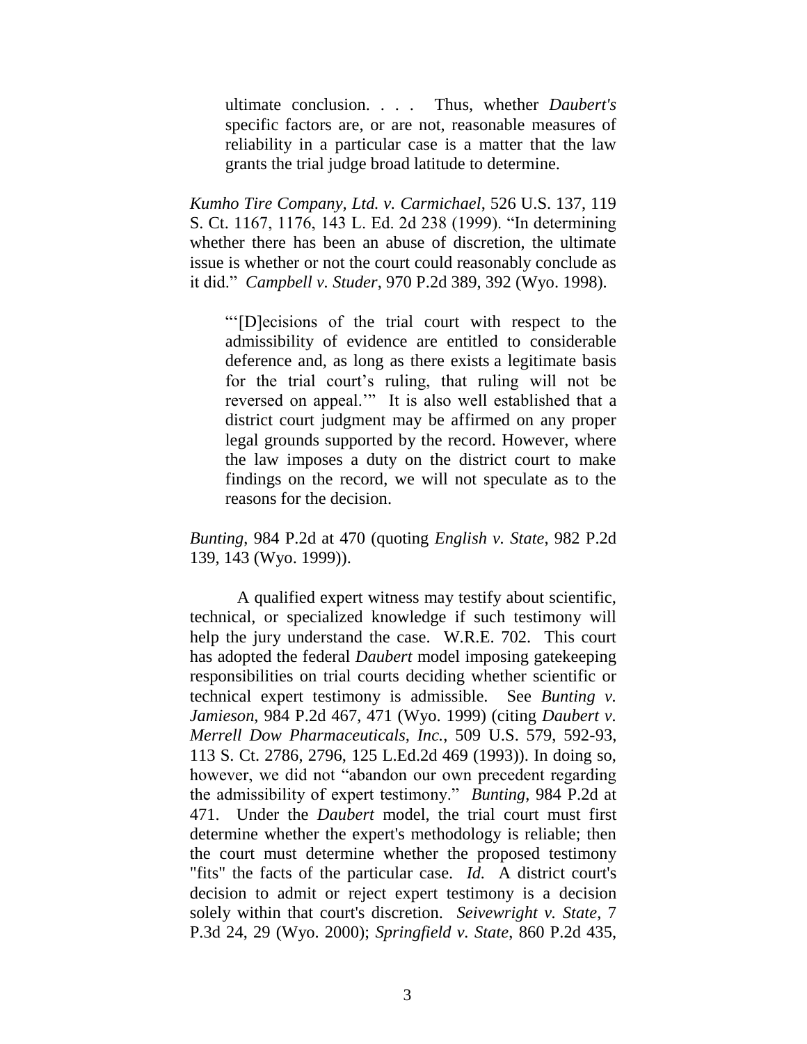> ultimate conclusion. . . . Thus, whether *Daubert's* specific factors are, or are not, reasonable measures of reliability in a particular case is a matter that the law grants the trial judge broad latitude to determine.

*Kumho Tire Company, Ltd. v. Carmichael*, 526 U.S. 137, 119 S. Ct. 1167, 1176, 143 L. Ed. 2d 238 (1999). "In determining whether there has been an abuse of discretion, the ultimate issue is whether or not the court could reasonably conclude as it did." *Campbell v. Studer*, 970 P.2d 389, 392 (Wyo. 1998).

> "'[D]ecisions of the trial court with respect to the admissibility of evidence are entitled to considerable deference and, as long as there exists a legitimate basis for the trial court's ruling, that ruling will not be reversed on appeal.'" It is also well established that a district court judgment may be affirmed on any proper legal grounds supported by the record. However, where the law imposes a duty on the district court to make findings on the record, we will not speculate as to the reasons for the decision.

*Bunting*, 984 P.2d at 470 (quoting *English v. State*, 982 P.2d 139, 143 (Wyo. 1999)).

A qualified expert witness may testify about scientific, technical, or specialized knowledge if such testimony will help the jury understand the case. W.R.E. 702. This court has adopted the federal *Daubert* model imposing gatekeeping responsibilities on trial courts deciding whether scientific or technical expert testimony is admissible. See *Bunting v. Jamieson*, 984 P.2d 467, 471 (Wyo. 1999) (citing *Daubert v. Merrell Dow Pharmaceuticals, Inc.*, 509 U.S. 579, 592-93, 113 S. Ct. 2786, 2796, 125 L.Ed.2d 469 (1993)). In doing so, however, we did not "abandon our own precedent regarding the admissibility of expert testimony." *Bunting*, 984 P.2d at 471. Under the *Daubert* model, the trial court must first determine whether the expert's methodology is reliable; then the court must determine whether the proposed testimony "fits" the facts of the particular case. *Id.* A district court's decision to admit or reject expert testimony is a decision solely within that court's discretion. *Seivewright v. State*, 7 P.3d 24, 29 (Wyo. 2000); *Springfield v. State*, 860 P.2d 435,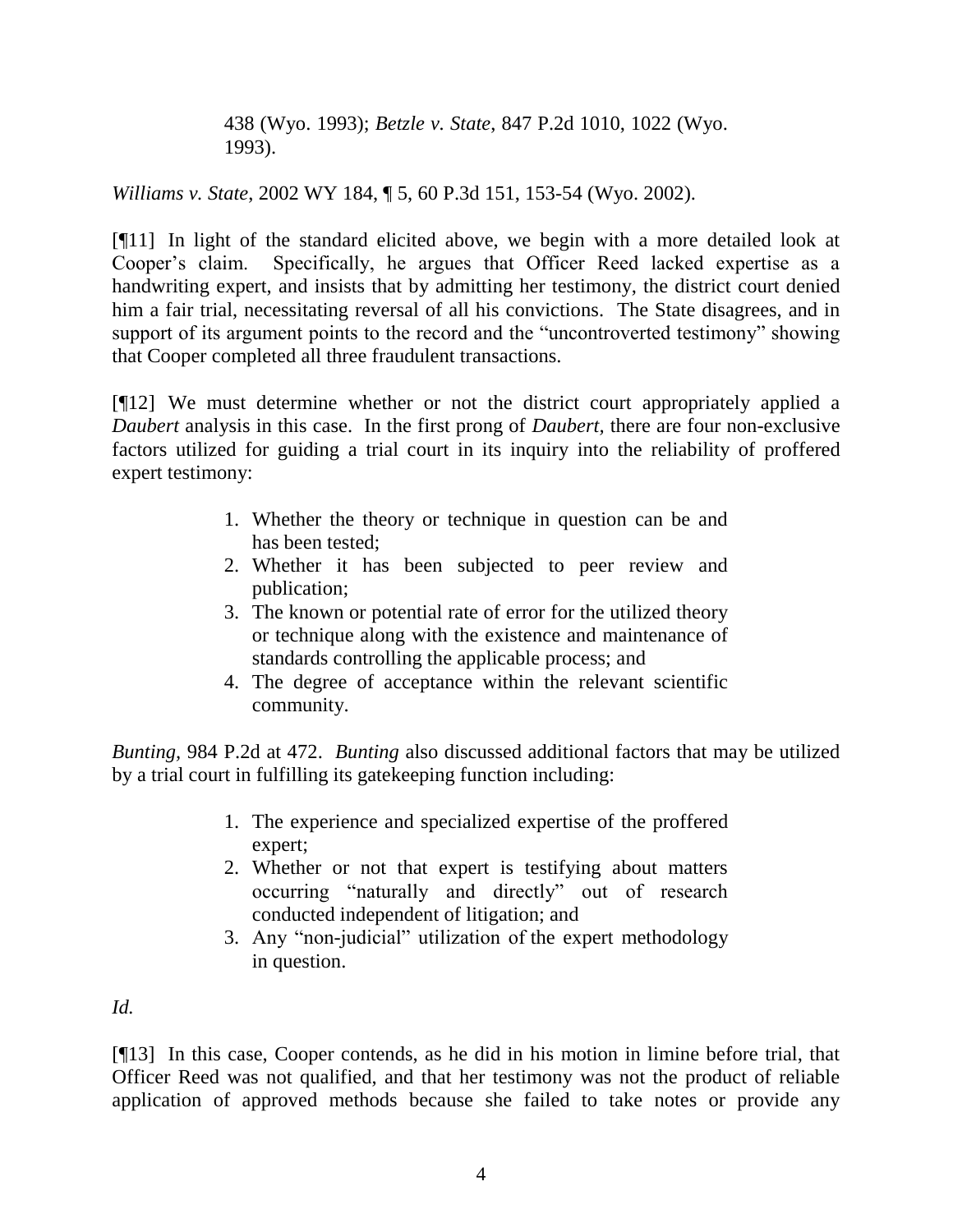> 438 (Wyo. 1993); *Betzle v. State*, 847 P.2d 1010, 1022 (Wyo. 1993).

*Williams v. State*, 2002 WY 184, ¶ 5, 60 P.3d 151, 153-54 (Wyo. 2002).

[¶11] In light of the standard elicited above, we begin with a more detailed look at Cooper's claim. Specifically, he argues that Officer Reed lacked expertise as a handwriting expert, and insists that by admitting her testimony, the district court denied him a fair trial, necessitating reversal of all his convictions. The State disagrees, and in support of its argument points to the record and the "uncontroverted testimony" showing that Cooper completed all three fraudulent transactions.

[¶12] We must determine whether or not the district court appropriately applied a *Daubert* analysis in this case. In the first prong of *Daubert*, there are four non-exclusive factors utilized for guiding a trial court in its inquiry into the reliability of proffered expert testimony:

> 1. Whether the theory or technique in question can be and has been tested;
> 2. Whether it has been subjected to peer review and publication;
> 3. The known or potential rate of error for the utilized theory or technique along with the existence and maintenance of standards controlling the applicable process; and
> 4. The degree of acceptance within the relevant scientific community.

*Bunting*, 984 P.2d at 472. *Bunting* also discussed additional factors that may be utilized by a trial court in fulfilling its gatekeeping function including:

> 1. The experience and specialized expertise of the proffered expert;
> 2. Whether or not that expert is testifying about matters occurring "naturally and directly" out of research conducted independent of litigation; and
> 3. Any "non-judicial" utilization of the expert methodology in question.

*Id.*

[¶13] In this case, Cooper contends, as he did in his motion in limine before trial, that Officer Reed was not qualified, and that her testimony was not the product of reliable application of approved methods because she failed to take notes or provide any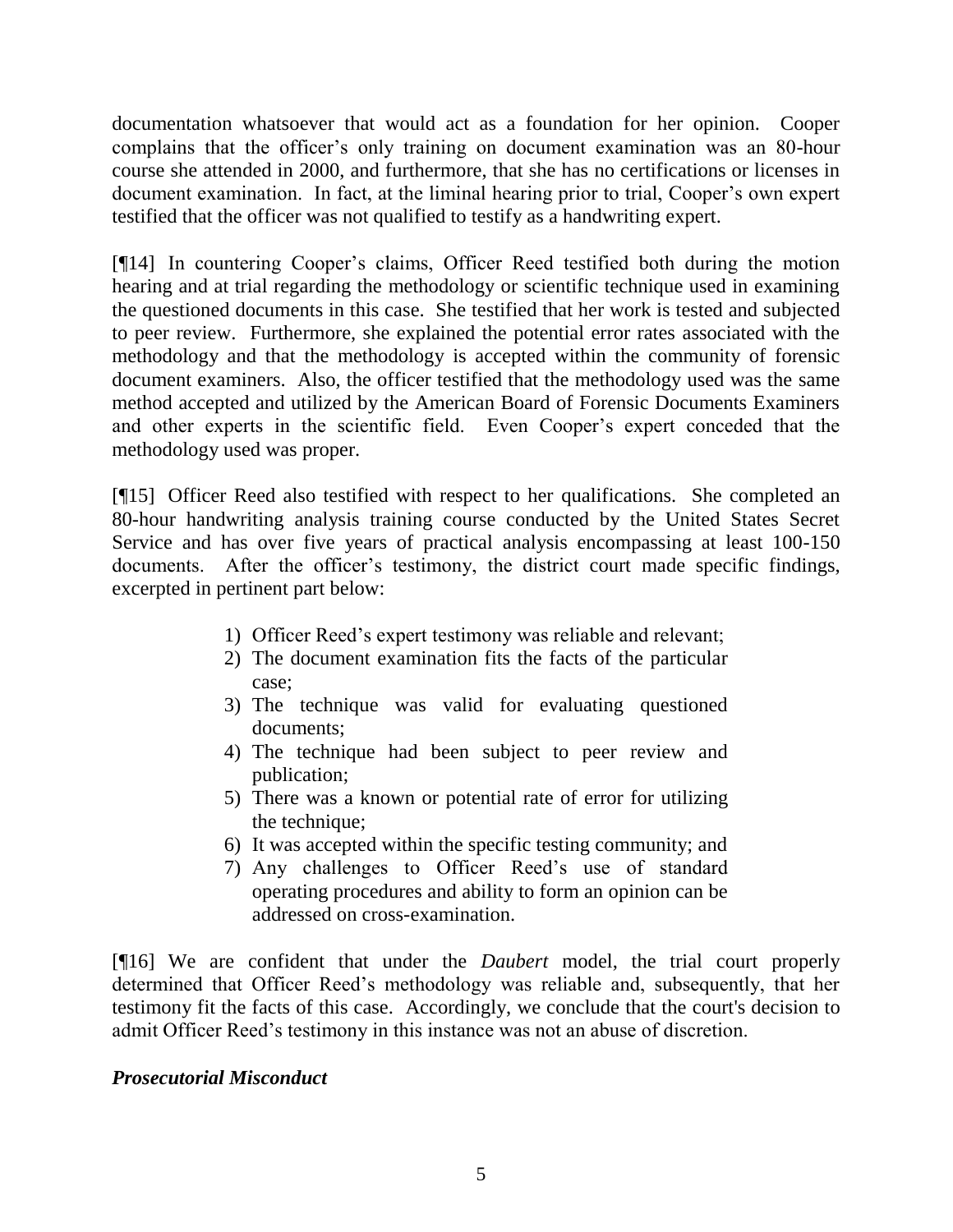documentation whatsoever that would act as a foundation for her opinion. Cooper complains that the officer's only training on document examination was an 80-hour course she attended in 2000, and furthermore, that she has no certifications or licenses in document examination. In fact, at the liminal hearing prior to trial, Cooper's own expert testified that the officer was not qualified to testify as a handwriting expert.

[¶14] In countering Cooper's claims, Officer Reed testified both during the motion hearing and at trial regarding the methodology or scientific technique used in examining the questioned documents in this case. She testified that her work is tested and subjected to peer review. Furthermore, she explained the potential error rates associated with the methodology and that the methodology is accepted within the community of forensic document examiners. Also, the officer testified that the methodology used was the same method accepted and utilized by the American Board of Forensic Documents Examiners and other experts in the scientific field. Even Cooper's expert conceded that the methodology used was proper.

[¶15] Officer Reed also testified with respect to her qualifications. She completed an 80-hour handwriting analysis training course conducted by the United States Secret Service and has over five years of practical analysis encompassing at least 100-150 documents. After the officer's testimony, the district court made specific findings, excerpted in pertinent part below:

> 1) Officer Reed's expert testimony was reliable and relevant;
> 2) The document examination fits the facts of the particular case;
> 3) The technique was valid for evaluating questioned documents;
> 4) The technique had been subject to peer review and publication;
> 5) There was a known or potential rate of error for utilizing the technique;
> 6) It was accepted within the specific testing community; and
> 7) Any challenges to Officer Reed's use of standard operating procedures and ability to form an opinion can be addressed on cross-examination.

[¶16] We are confident that under the *Daubert* model, the trial court properly determined that Officer Reed's methodology was reliable and, subsequently, that her testimony fit the facts of this case. Accordingly, we conclude that the court's decision to admit Officer Reed's testimony in this instance was not an abuse of discretion.

***Prosecutorial Misconduct***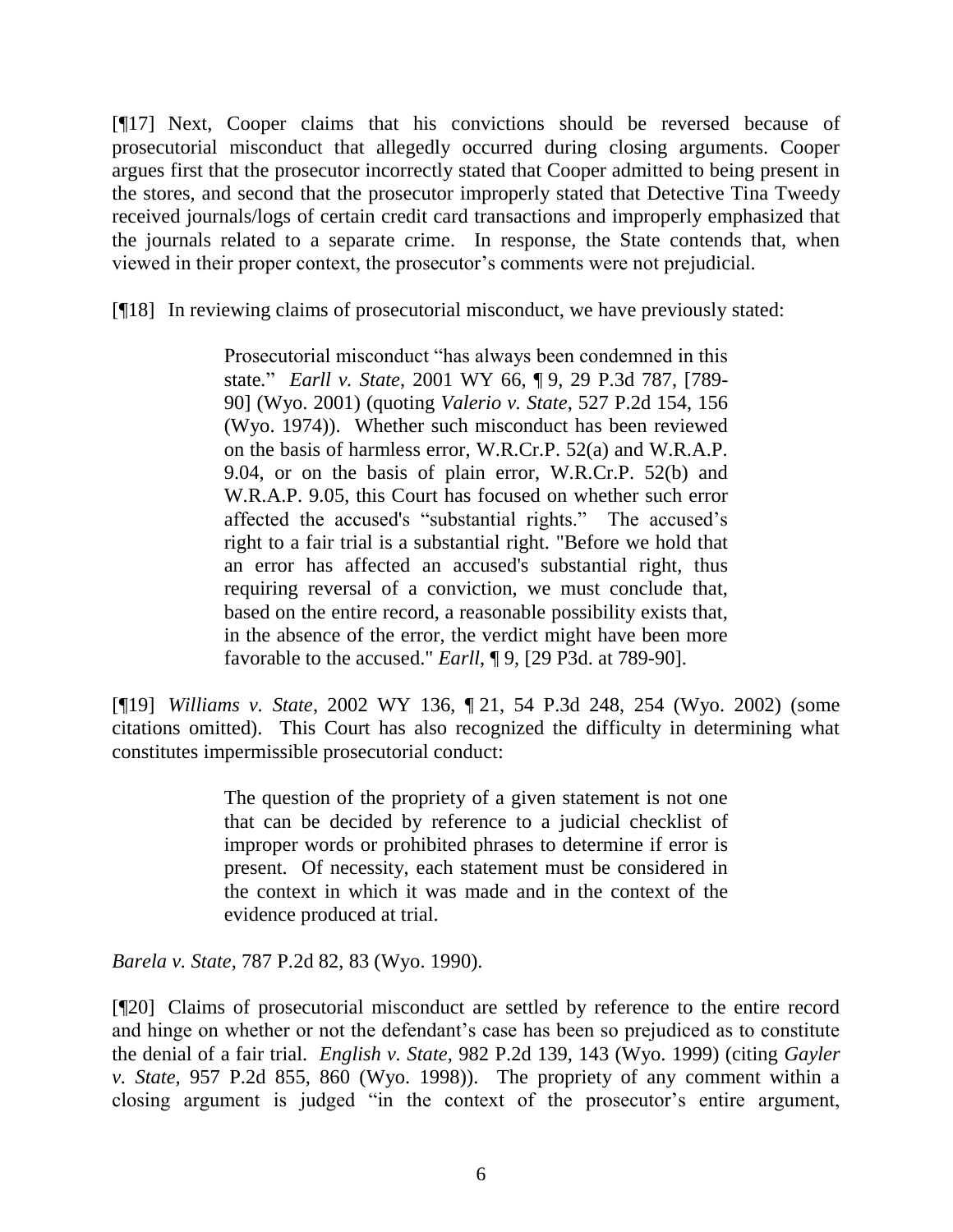[¶17] Next, Cooper claims that his convictions should be reversed because of prosecutorial misconduct that allegedly occurred during closing arguments. Cooper argues first that the prosecutor incorrectly stated that Cooper admitted to being present in the stores, and second that the prosecutor improperly stated that Detective Tina Tweedy received journals/logs of certain credit card transactions and improperly emphasized that the journals related to a separate crime. In response, the State contends that, when viewed in their proper context, the prosecutor's comments were not prejudicial.

[¶18] In reviewing claims of prosecutorial misconduct, we have previously stated:

> Prosecutorial misconduct "has always been condemned in this state." *Earll v. State*, 2001 WY 66, ¶ 9, 29 P.3d 787, [789-90] (Wyo. 2001) (quoting *Valerio v. State*, 527 P.2d 154, 156 (Wyo. 1974)). Whether such misconduct has been reviewed on the basis of harmless error, W.R.Cr.P. 52(a) and W.R.A.P. 9.04, or on the basis of plain error, W.R.Cr.P. 52(b) and W.R.A.P. 9.05, this Court has focused on whether such error affected the accused's "substantial rights." The accused's right to a fair trial is a substantial right. "Before we hold that an error has affected an accused's substantial right, thus requiring reversal of a conviction, we must conclude that, based on the entire record, a reasonable possibility exists that, in the absence of the error, the verdict might have been more favorable to the accused." *Earll*, ¶ 9, [29 P3d. at 789-90].

[¶19] *Williams v. State*, 2002 WY 136, ¶ 21, 54 P.3d 248, 254 (Wyo. 2002) (some citations omitted). This Court has also recognized the difficulty in determining what constitutes impermissible prosecutorial conduct:

> The question of the propriety of a given statement is not one that can be decided by reference to a judicial checklist of improper words or prohibited phrases to determine if error is present. Of necessity, each statement must be considered in the context in which it was made and in the context of the evidence produced at trial.

*Barela v. State*, 787 P.2d 82, 83 (Wyo. 1990).

[¶20] Claims of prosecutorial misconduct are settled by reference to the entire record and hinge on whether or not the defendant's case has been so prejudiced as to constitute the denial of a fair trial. *English v. State*, 982 P.2d 139, 143 (Wyo. 1999) (citing *Gayler v. State*, 957 P.2d 855, 860 (Wyo. 1998)). The propriety of any comment within a closing argument is judged "in the context of the prosecutor's entire argument,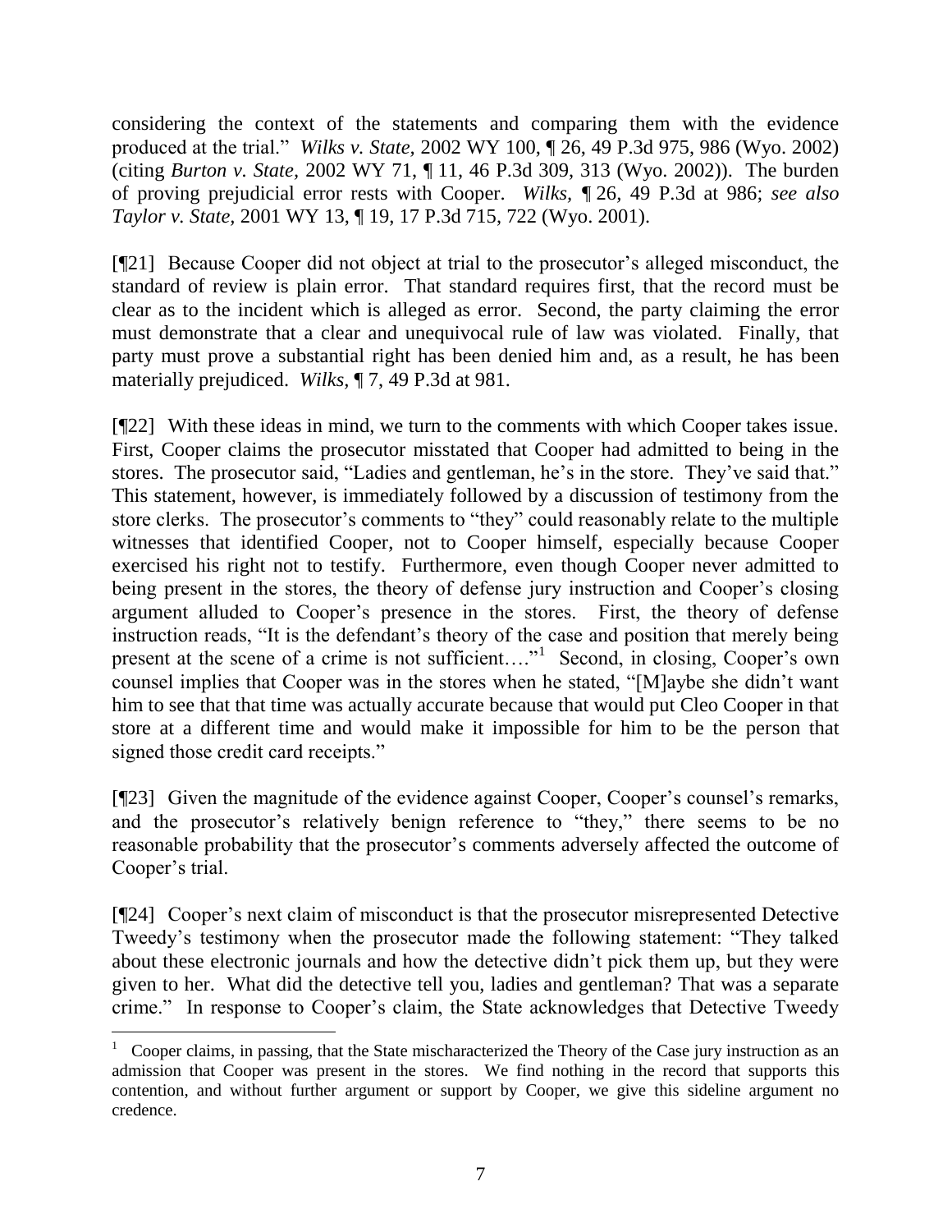considering the context of the statements and comparing them with the evidence produced at the trial." *Wilks v. State*, 2002 WY 100, ¶ 26, 49 P.3d 975, 986 (Wyo. 2002) (citing *Burton v. State*, 2002 WY 71, ¶ 11, 46 P.3d 309, 313 (Wyo. 2002)). The burden of proving prejudicial error rests with Cooper. *Wilks*, ¶ 26, 49 P.3d at 986; *see also Taylor v. State*, 2001 WY 13, ¶ 19, 17 P.3d 715, 722 (Wyo. 2001).

[¶21] Because Cooper did not object at trial to the prosecutor's alleged misconduct, the standard of review is plain error. That standard requires first, that the record must be clear as to the incident which is alleged as error. Second, the party claiming the error must demonstrate that a clear and unequivocal rule of law was violated. Finally, that party must prove a substantial right has been denied him and, as a result, he has been materially prejudiced. *Wilks*, ¶ 7, 49 P.3d at 981.

[¶22] With these ideas in mind, we turn to the comments with which Cooper takes issue. First, Cooper claims the prosecutor misstated that Cooper had admitted to being in the stores. The prosecutor said, "Ladies and gentleman, he's in the store. They've said that." This statement, however, is immediately followed by a discussion of testimony from the store clerks. The prosecutor's comments to "they" could reasonably relate to the multiple witnesses that identified Cooper, not to Cooper himself, especially because Cooper exercised his right not to testify. Furthermore, even though Cooper never admitted to being present in the stores, the theory of defense jury instruction and Cooper's closing argument alluded to Cooper's presence in the stores. First, the theory of defense instruction reads, "It is the defendant's theory of the case and position that merely being present at the scene of a crime is not sufficient…."[1] Second, in closing, Cooper's own counsel implies that Cooper was in the stores when he stated, "[M]aybe she didn't want him to see that that time was actually accurate because that would put Cleo Cooper in that store at a different time and would make it impossible for him to be the person that signed those credit card receipts."

[¶23] Given the magnitude of the evidence against Cooper, Cooper's counsel's remarks, and the prosecutor's relatively benign reference to "they," there seems to be no reasonable probability that the prosecutor's comments adversely affected the outcome of Cooper's trial.

[¶24] Cooper's next claim of misconduct is that the prosecutor misrepresented Detective Tweedy's testimony when the prosecutor made the following statement: "They talked about these electronic journals and how the detective didn't pick them up, but they were given to her. What did the detective tell you, ladies and gentleman? That was a separate crime." In response to Cooper's claim, the State acknowledges that Detective Tweedy

---

[1] Cooper claims, in passing, that the State mischaracterized the Theory of the Case jury instruction as an admission that Cooper was present in the stores. We find nothing in the record that supports this contention, and without further argument or support by Cooper, we give this sideline argument no credence.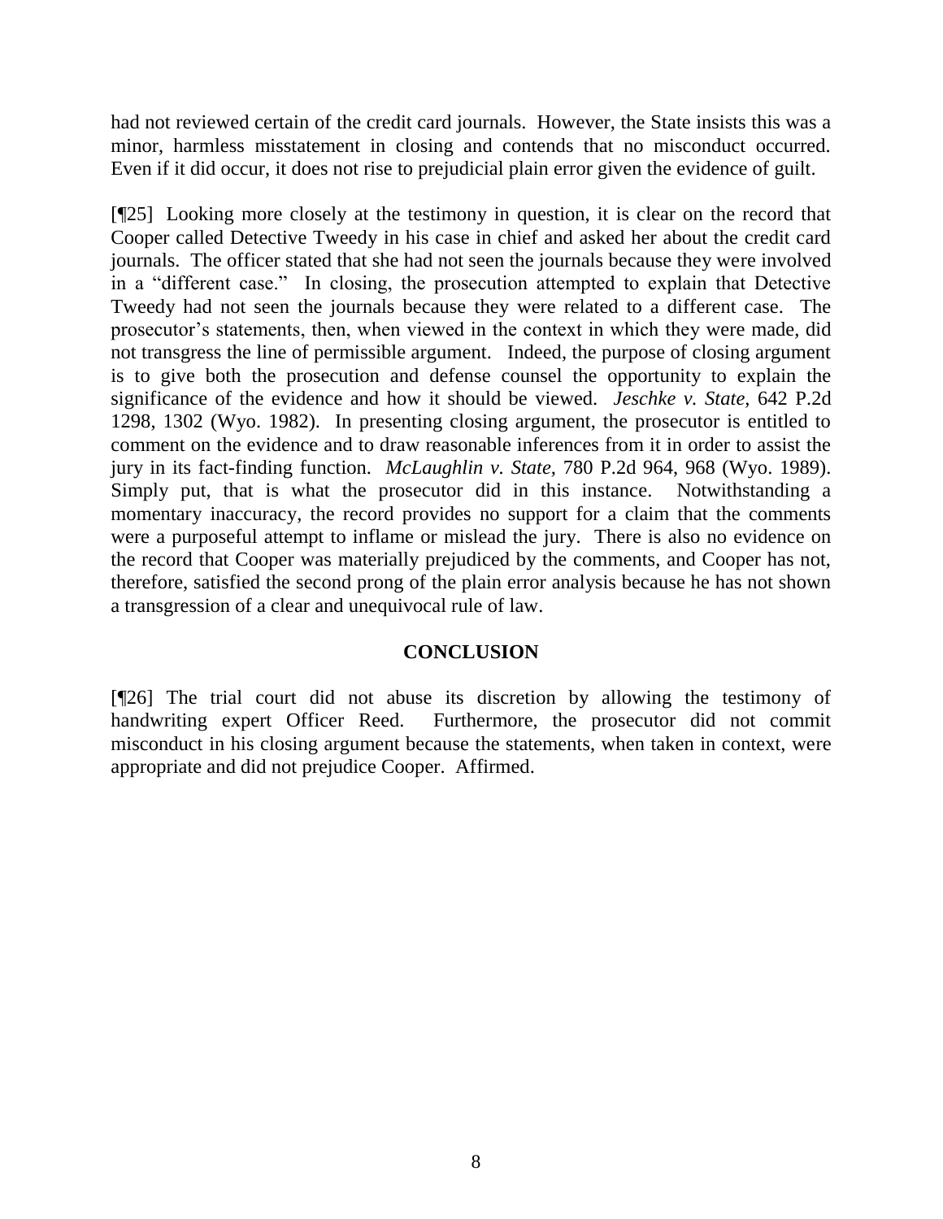had not reviewed certain of the credit card journals. However, the State insists this was a minor, harmless misstatement in closing and contends that no misconduct occurred. Even if it did occur, it does not rise to prejudicial plain error given the evidence of guilt.

[¶25] Looking more closely at the testimony in question, it is clear on the record that Cooper called Detective Tweedy in his case in chief and asked her about the credit card journals. The officer stated that she had not seen the journals because they were involved in a "different case." In closing, the prosecution attempted to explain that Detective Tweedy had not seen the journals because they were related to a different case. The prosecutor's statements, then, when viewed in the context in which they were made, did not transgress the line of permissible argument. Indeed, the purpose of closing argument is to give both the prosecution and defense counsel the opportunity to explain the significance of the evidence and how it should be viewed. *Jeschke v. State*, 642 P.2d 1298, 1302 (Wyo. 1982). In presenting closing argument, the prosecutor is entitled to comment on the evidence and to draw reasonable inferences from it in order to assist the jury in its fact-finding function. *McLaughlin v. State*, 780 P.2d 964, 968 (Wyo. 1989). Simply put, that is what the prosecutor did in this instance. Notwithstanding a momentary inaccuracy, the record provides no support for a claim that the comments were a purposeful attempt to inflame or mislead the jury. There is also no evidence on the record that Cooper was materially prejudiced by the comments, and Cooper has not, therefore, satisfied the second prong of the plain error analysis because he has not shown a transgression of a clear and unequivocal rule of law.

## CONCLUSION

[¶26] The trial court did not abuse its discretion by allowing the testimony of handwriting expert Officer Reed. Furthermore, the prosecutor did not commit misconduct in his closing argument because the statements, when taken in context, were appropriate and did not prejudice Cooper. Affirmed.